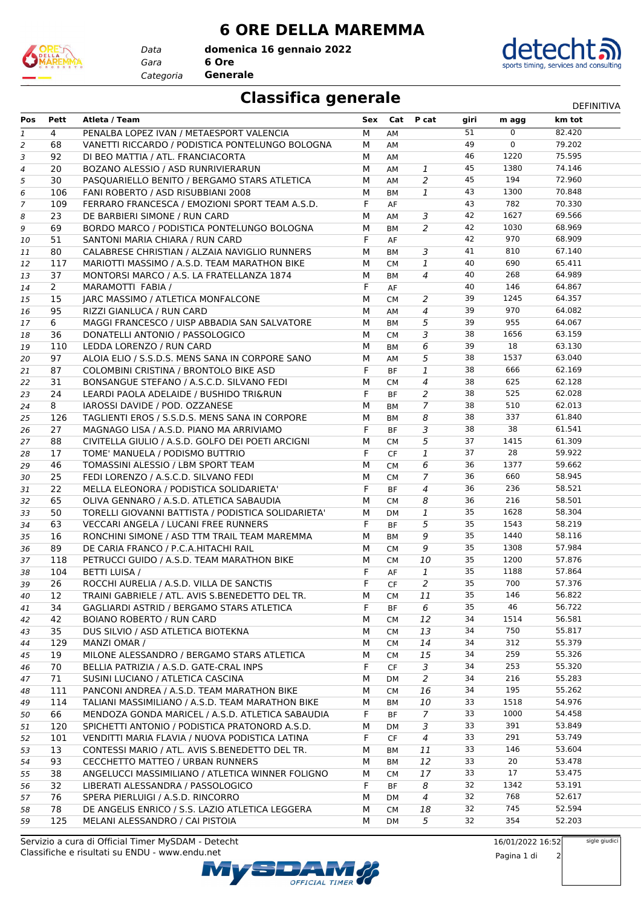# 6 ORE DELLA MAREMMA

*Data* **domenica 16 gennaio 2022**
*Gara* **6 Ore**
*Categoria* **Generale**

## Classifica generale

DEFINITIVA

| Pos | Pett | Atleta / Team | Sex | Cat | P cat | giri | m agg | km tot |
|---|---|---|---|---|---|---|---|---|
| 1 | 4 | PENALBA LOPEZ IVAN / METAESPORT VALENCIA | M | AM | | 51 | 0 | 82.420 |
| 2 | 68 | VANETTI RICCARDO / PODISTICA PONTELUNGO BOLOGNA | M | AM | | 49 | 0 | 79.202 |
| 3 | 92 | DI BEO MATTIA / ATL. FRANCIACORTA | M | AM | | 46 | 1220 | 75.595 |
| 4 | 20 | BOZANO ALESSIO / ASD RUNRIVIERARUN | M | AM | 1 | 45 | 1380 | 74.146 |
| 5 | 30 | PASQUARIELLO BENITO / BERGAMO STARS ATLETICA | M | AM | 2 | 45 | 194 | 72.960 |
| 6 | 106 | FANI ROBERTO / ASD RISUBBIANI 2008 | M | BM | 1 | 43 | 1300 | 70.848 |
| 7 | 109 | FERRARO FRANCESCA / EMOZIONI SPORT TEAM A.S.D. | F | AF | | 43 | 782 | 70.330 |
| 8 | 23 | DE BARBIERI SIMONE / RUN CARD | M | AM | 3 | 42 | 1627 | 69.566 |
| 9 | 69 | BORDO MARCO / PODISTICA PONTELUNGO BOLOGNA | M | BM | 2 | 42 | 1030 | 68.969 |
| 10 | 51 | SANTONI MARIA CHIARA / RUN CARD | F | AF | | 42 | 970 | 68.909 |
| 11 | 80 | CALABRESE CHRISTIAN / ALZAIA NAVIGLIO RUNNERS | M | BM | 3 | 41 | 810 | 67.140 |
| 12 | 117 | MARIOTTI MASSIMO / A.S.D. TEAM MARATHON BIKE | M | CM | 1 | 40 | 690 | 65.411 |
| 13 | 37 | MONTORSI MARCO / A.S. LA FRATELLANZA 1874 | M | BM | 4 | 40 | 268 | 64.989 |
| 14 | 2 | MARAMOTTI FABIA / | F | AF | | 40 | 146 | 64.867 |
| 15 | 15 | JARC MASSIMO / ATLETICA MONFALCONE | M | CM | 2 | 39 | 1245 | 64.357 |
| 16 | 95 | RIZZI GIANLUCA / RUN CARD | M | AM | 4 | 39 | 970 | 64.082 |
| 17 | 6 | MAGGI FRANCESCO / UISP ABBADIA SAN SALVATORE | M | BM | 5 | 39 | 955 | 64.067 |
| 18 | 36 | DONATELLI ANTONIO / PASSOLOGICO | M | CM | 3 | 38 | 1656 | 63.159 |
| 19 | 110 | LEDDA LORENZO / RUN CARD | M | BM | 6 | 39 | 18 | 63.130 |
| 20 | 97 | ALOIA ELIO / S.S.D.S. MENS SANA IN CORPORE SANO | M | AM | 5 | 38 | 1537 | 63.040 |
| 21 | 87 | COLOMBINI CRISTINA / BRONTOLO BIKE ASD | F | BF | 1 | 38 | 666 | 62.169 |
| 22 | 31 | BONSANGUE STEFANO / A.S.C.D. SILVANO FEDI | M | CM | 4 | 38 | 625 | 62.128 |
| 23 | 24 | LEARDI PAOLA ADELAIDE / BUSHIDO TRI&RUN | F | BF | 2 | 38 | 525 | 62.028 |
| 24 | 8 | IAROSSI DAVIDE / POD. OZZANESE | M | BM | 7 | 38 | 510 | 62.013 |
| 25 | 126 | TAGLIENTI EROS / S.S.D.S. MENS SANA IN CORPORE | M | BM | 8 | 38 | 337 | 61.840 |
| 26 | 27 | MAGNAGO LISA / A.S.D. PIANO MA ARRIVIAMO | F | BF | 3 | 38 | 38 | 61.541 |
| 27 | 88 | CIVITELLA GIULIO / A.S.D. GOLFO DEI POETI ARCIGNI | M | CM | 5 | 37 | 1415 | 61.309 |
| 28 | 17 | TOME' MANUELA / PODISMO BUTTRIO | F | CF | 1 | 37 | 28 | 59.922 |
| 29 | 46 | TOMASSINI ALESSIO / LBM SPORT TEAM | M | CM | 6 | 36 | 1377 | 59.662 |
| 30 | 25 | FEDI LORENZO / A.S.C.D. SILVANO FEDI | M | CM | 7 | 36 | 660 | 58.945 |
| 31 | 22 | MELLA ELEONORA / PODISTICA SOLIDARIETA' | F | BF | 4 | 36 | 236 | 58.521 |
| 32 | 65 | OLIVA GENNARO / A.S.D. ATLETICA SABAUDIA | M | CM | 8 | 36 | 216 | 58.501 |
| 33 | 50 | TORELLI GIOVANNI BATTISTA / PODISTICA SOLIDARIETA' | M | DM | 1 | 35 | 1628 | 58.304 |
| 34 | 63 | VECCARI ANGELA / LUCANI FREE RUNNERS | F | BF | 5 | 35 | 1543 | 58.219 |
| 35 | 16 | RONCHINI SIMONE / ASD TTM TRAIL TEAM MAREMMA | M | BM | 9 | 35 | 1440 | 58.116 |
| 36 | 89 | DE CARIA FRANCO / P.C.A.HITACHI RAIL | M | CM | 9 | 35 | 1308 | 57.984 |
| 37 | 118 | PETRUCCI GUIDO / A.S.D. TEAM MARATHON BIKE | M | CM | 10 | 35 | 1200 | 57.876 |
| 38 | 104 | BETTI LUISA / | F | AF | 1 | 35 | 1188 | 57.864 |
| 39 | 26 | ROCCHI AURELIA / A.S.D. VILLA DE SANCTIS | F | CF | 2 | 35 | 700 | 57.376 |
| 40 | 12 | TRAINI GABRIELE / ATL. AVIS S.BENEDETTO DEL TR. | M | CM | 11 | 35 | 146 | 56.822 |
| 41 | 34 | GAGLIARDI ASTRID / BERGAMO STARS ATLETICA | F | BF | 6 | 35 | 46 | 56.722 |
| 42 | 42 | BOIANO ROBERTO / RUN CARD | M | CM | 12 | 34 | 1514 | 56.581 |
| 43 | 35 | DUS SILVIO / ASD ATLETICA BIOTEKNA | M | CM | 13 | 34 | 750 | 55.817 |
| 44 | 129 | MANZI OMAR / | M | CM | 14 | 34 | 312 | 55.379 |
| 45 | 19 | MILONE ALESSANDRO / BERGAMO STARS ATLETICA | M | CM | 15 | 34 | 259 | 55.326 |
| 46 | 70 | BELLIA PATRIZIA / A.S.D. GATE-CRAL INPS | F | CF | 3 | 34 | 253 | 55.320 |
| 47 | 71 | SUSINI LUCIANO / ATLETICA CASCINA | M | DM | 2 | 34 | 216 | 55.283 |
| 48 | 111 | PANCONI ANDREA / A.S.D. TEAM MARATHON BIKE | M | CM | 16 | 34 | 195 | 55.262 |
| 49 | 114 | TALIANI MASSIMILIANO / A.S.D. TEAM MARATHON BIKE | M | BM | 10 | 33 | 1518 | 54.976 |
| 50 | 66 | MENDOZA GONDA MARICEL / A.S.D. ATLETICA SABAUDIA | F | BF | 7 | 33 | 1000 | 54.458 |
| 51 | 120 | SPICHETTI ANTONIO / PODISTICA PRATONORD A.S.D. | M | DM | 3 | 33 | 391 | 53.849 |
| 52 | 101 | VENDITTI MARIA FLAVIA / NUOVA PODISTICA LATINA | F | CF | 4 | 33 | 291 | 53.749 |
| 53 | 13 | CONTESSI MARIO / ATL. AVIS S.BENEDETTO DEL TR. | M | BM | 11 | 33 | 146 | 53.604 |
| 54 | 93 | CECCHETTO MATTEO / URBAN RUNNERS | M | BM | 12 | 33 | 20 | 53.478 |
| 55 | 38 | ANGELUCCI MASSIMILIANO / ATLETICA WINNER FOLIGNO | M | CM | 17 | 33 | 17 | 53.475 |
| 56 | 32 | LIBERATI ALESSANDRA / PASSOLOGICO | F | BF | 8 | 32 | 1342 | 53.191 |
| 57 | 76 | SPERA PIERLUIGI / A.S.D. RINCORRO | M | DM | 4 | 32 | 768 | 52.617 |
| 58 | 78 | DE ANGELIS ENRICO / S.S. LAZIO ATLETICA LEGGERA | M | CM | 18 | 32 | 745 | 52.594 |
| 59 | 125 | MELANI ALESSANDRO / CAI PISTOIA | M | DM | 5 | 32 | 354 | 52.203 |

Servizio a cura di Official Timer MySDAM - Detecht
Classifiche e risultati su ENDU - www.endu.net

16/01/2022 16:52

sigle giudici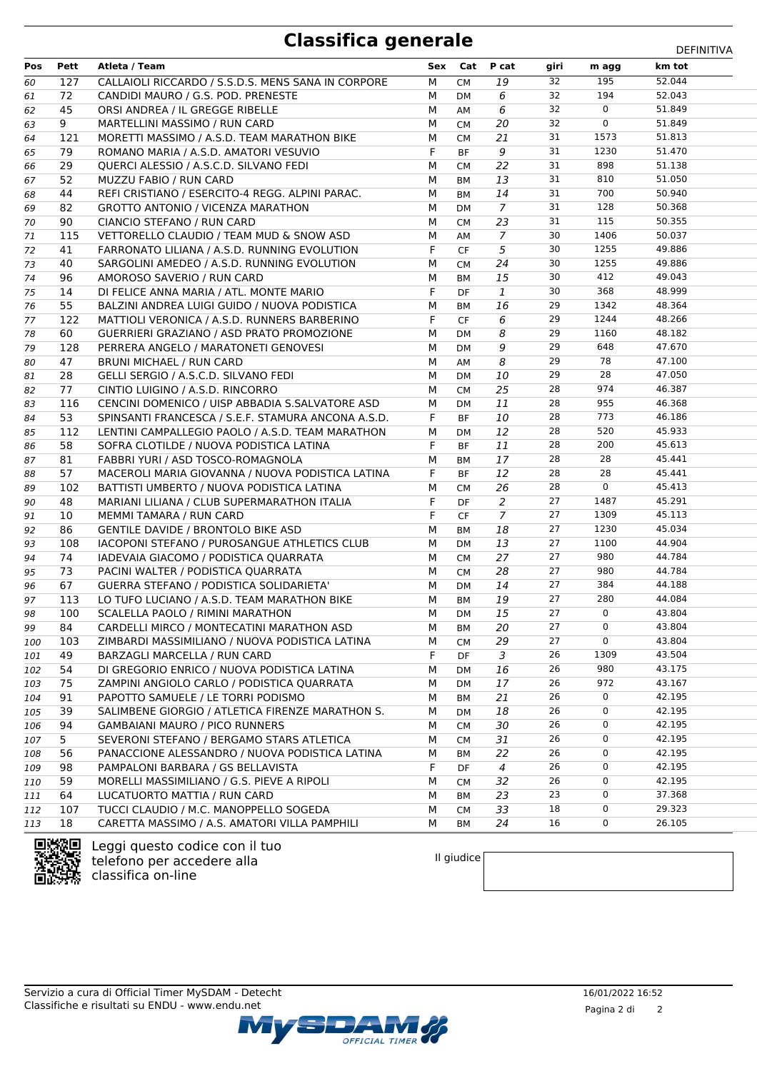# Classifica generale

DEFINITIVA

| Pos | Pett | Atleta / Team | Sex | Cat | P cat | giri | m agg | km tot |
|---|---|---|---|---|---|---|---|---|
| 60 | 127 | CALLAIOLI RICCARDO / S.S.D.S. MENS SANA IN CORPORE | M | CM | 19 | 32 | 195 | 52.044 |
| 61 | 72 | CANDIDI MAURO / G.S. POD. PRENESTE | M | DM | 6 | 32 | 194 | 52.043 |
| 62 | 45 | ORSI ANDREA / IL GREGGE RIBELLE | M | AM | 6 | 32 | 0 | 51.849 |
| 63 | 9 | MARTELLINI MASSIMO / RUN CARD | M | CM | 20 | 32 | 0 | 51.849 |
| 64 | 121 | MORETTI MASSIMO / A.S.D. TEAM MARATHON BIKE | M | CM | 21 | 31 | 1573 | 51.813 |
| 65 | 79 | ROMANO MARIA / A.S.D. AMATORI VESUVIO | F | BF | 9 | 31 | 1230 | 51.470 |
| 66 | 29 | QUERCI ALESSIO / A.S.C.D. SILVANO FEDI | M | CM | 22 | 31 | 898 | 51.138 |
| 67 | 52 | MUZZU FABIO / RUN CARD | M | BM | 13 | 31 | 810 | 51.050 |
| 68 | 44 | REFI CRISTIANO / ESERCITO-4 REGG. ALPINI PARAC. | M | BM | 14 | 31 | 700 | 50.940 |
| 69 | 82 | GROTTO ANTONIO / VICENZA MARATHON | M | DM | 7 | 31 | 128 | 50.368 |
| 70 | 90 | CIANCIO STEFANO / RUN CARD | M | CM | 23 | 31 | 115 | 50.355 |
| 71 | 115 | VETTORELLO CLAUDIO / TEAM MUD & SNOW ASD | M | AM | 7 | 30 | 1406 | 50.037 |
| 72 | 41 | FARRONATO LILIANA / A.S.D. RUNNING EVOLUTION | F | CF | 5 | 30 | 1255 | 49.886 |
| 73 | 40 | SARGOLINI AMEDEO / A.S.D. RUNNING EVOLUTION | M | CM | 24 | 30 | 1255 | 49.886 |
| 74 | 96 | AMOROSO SAVERIO / RUN CARD | M | BM | 15 | 30 | 412 | 49.043 |
| 75 | 14 | DI FELICE ANNA MARIA / ATL. MONTE MARIO | F | DF | 1 | 30 | 368 | 48.999 |
| 76 | 55 | BALZINI ANDREA LUIGI GUIDO / NUOVA PODISTICA | M | BM | 16 | 29 | 1342 | 48.364 |
| 77 | 122 | MATTIOLI VERONICA / A.S.D. RUNNERS BARBERINO | F | CF | 6 | 29 | 1244 | 48.266 |
| 78 | 60 | GUERRIERI GRAZIANO / ASD PRATO PROMOZIONE | M | DM | 8 | 29 | 1160 | 48.182 |
| 79 | 128 | PERRERA ANGELO / MARATONETI GENOVESI | M | DM | 9 | 29 | 648 | 47.670 |
| 80 | 47 | BRUNI MICHAEL / RUN CARD | M | AM | 8 | 29 | 78 | 47.100 |
| 81 | 28 | GELLI SERGIO / A.S.C.D. SILVANO FEDI | M | DM | 10 | 29 | 28 | 47.050 |
| 82 | 77 | CINTIO LUIGINO / A.S.D. RINCORRO | M | CM | 25 | 28 | 974 | 46.387 |
| 83 | 116 | CENCINI DOMENICO / UISP ABBADIA S.SALVATORE ASD | M | DM | 11 | 28 | 955 | 46.368 |
| 84 | 53 | SPINSANTI FRANCESCA / S.E.F. STAMURA ANCONA A.S.D. | F | BF | 10 | 28 | 773 | 46.186 |
| 85 | 112 | LENTINI CAMPALLEGIO PAOLO / A.S.D. TEAM MARATHON | M | DM | 12 | 28 | 520 | 45.933 |
| 86 | 58 | SOFRA CLOTILDE / NUOVA PODISTICA LATINA | F | BF | 11 | 28 | 200 | 45.613 |
| 87 | 81 | FABBRI YURI / ASD TOSCO-ROMAGNOLA | M | BM | 17 | 28 | 28 | 45.441 |
| 88 | 57 | MACEROLI MARIA GIOVANNA / NUOVA PODISTICA LATINA | F | BF | 12 | 28 | 28 | 45.441 |
| 89 | 102 | BATTISTI UMBERTO / NUOVA PODISTICA LATINA | M | CM | 26 | 28 | 0 | 45.413 |
| 90 | 48 | MARIANI LILIANA / CLUB SUPERMARATHON ITALIA | F | DF | 2 | 27 | 1487 | 45.291 |
| 91 | 10 | MEMMI TAMARA / RUN CARD | F | CF | 7 | 27 | 1309 | 45.113 |
| 92 | 86 | GENTILE DAVIDE / BRONTOLO BIKE ASD | M | BM | 18 | 27 | 1230 | 45.034 |
| 93 | 108 | IACOPONI STEFANO / PUROSANGUE ATHLETICS CLUB | M | DM | 13 | 27 | 1100 | 44.904 |
| 94 | 74 | IADEVAIA GIACOMO / PODISTICA QUARRATA | M | CM | 27 | 27 | 980 | 44.784 |
| 95 | 73 | PACINI WALTER / PODISTICA QUARRATA | M | CM | 28 | 27 | 980 | 44.784 |
| 96 | 67 | GUERRA STEFANO / PODISTICA SOLIDARIETA' | M | DM | 14 | 27 | 384 | 44.188 |
| 97 | 113 | LO TUFO LUCIANO / A.S.D. TEAM MARATHON BIKE | M | BM | 19 | 27 | 280 | 44.084 |
| 98 | 100 | SCALELLA PAOLO / RIMINI MARATHON | M | DM | 15 | 27 | 0 | 43.804 |
| 99 | 84 | CARDELLI MIRCO / MONTECATINI MARATHON ASD | M | BM | 20 | 27 | 0 | 43.804 |
| 100 | 103 | ZIMBARDI MASSIMILIANO / NUOVA PODISTICA LATINA | M | CM | 29 | 27 | 0 | 43.804 |
| 101 | 49 | BARZAGLI MARCELLA / RUN CARD | F | DF | 3 | 26 | 1309 | 43.504 |
| 102 | 54 | DI GREGORIO ENRICO / NUOVA PODISTICA LATINA | M | DM | 16 | 26 | 980 | 43.175 |
| 103 | 75 | ZAMPINI ANGIOLO CARLO / PODISTICA QUARRATA | M | DM | 17 | 26 | 972 | 43.167 |
| 104 | 91 | PAPOTTO SAMUELE / LE TORRI PODISMO | M | BM | 21 | 26 | 0 | 42.195 |
| 105 | 39 | SALIMBENE GIORGIO / ATLETICA FIRENZE MARATHON S. | M | DM | 18 | 26 | 0 | 42.195 |
| 106 | 94 | GAMBAIANI MAURO / PICO RUNNERS | M | CM | 30 | 26 | 0 | 42.195 |
| 107 | 5 | SEVERONI STEFANO / BERGAMO STARS ATLETICA | M | CM | 31 | 26 | 0 | 42.195 |
| 108 | 56 | PANACCIONE ALESSANDRO / NUOVA PODISTICA LATINA | M | BM | 22 | 26 | 0 | 42.195 |
| 109 | 98 | PAMPALONI BARBARA / GS BELLAVISTA | F | DF | 4 | 26 | 0 | 42.195 |
| 110 | 59 | MORELLI MASSIMILIANO / G.S. PIEVE A RIPOLI | M | CM | 32 | 26 | 0 | 42.195 |
| 111 | 64 | LUCATUORTO MATTIA / RUN CARD | M | BM | 23 | 23 | 0 | 37.368 |
| 112 | 107 | TUCCI CLAUDIO / M.C. MANOPPELLO SOGEDA | M | CM | 33 | 18 | 0 | 29.323 |
| 113 | 18 | CARETTA MASSIMO / A.S. AMATORI VILLA PAMPHILI | M | BM | 24 | 16 | 0 | 26.105 |

Leggi questo codice con il tuo telefono per accedere alla classifica on-line

Il giudice

Servizio a cura di Official Timer MySDAM - Detecht
Classifiche e risultati su ENDU - www.endu.net

16/01/2022 16:52